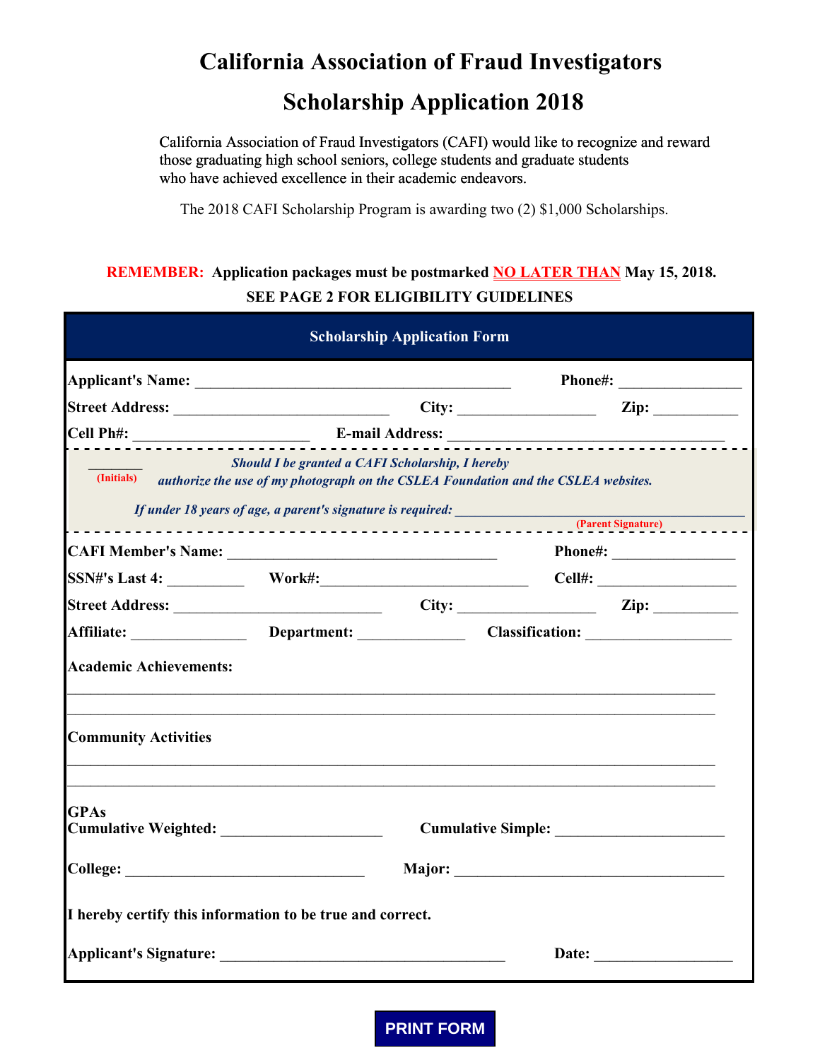# California Association of Fraud Investigators

## Scholarship Application 2018

California Association of Fraud Investigators (CAFI) would like to recognize and reward those graduating high school seniors, college students and graduate students who have achieved excellence in their academic endeavors.

The 2018 CAFI Scholarship Program is awarding two (2) $1,000 Scholarships.

**REMEMBER: Application packages must be postmarked NO LATER THAN May 15, 2018.**

**SEE PAGE 2 FOR ELIGIBILITY GUIDELINES**

### Scholarship Application Form

**Applicant's Name:** ________________________________________ **Phone#:** _______________

**Street Address:** ___________________________ **City:** _________________ **Zip:** __________

**Cell Ph#:** ______________________ **E-mail Address:** ___________________________________

_______ (Initials) *Should I be granted a CAFI Scholarship, I hereby authorize the use of my photograph on the CSLEA Foundation and the CSLEA websites.*

*If under 18 years of age, a parent's signature is required:* ____________________________________ (Parent Signature)

**CAFI Member's Name:** __________________________________ **Phone#:** _______________

**SSN#'s Last 4:** _________ **Work#:** _________________________ **Cell#:** _________________

**Street Address:** ___________________________ **City:** _________________ **Zip:** __________

**Affiliate:** ______________ **Department:** _____________ **Classification:** __________________

**Academic Achievements:**

___________________________________________________________________________________

___________________________________________________________________________________

**Community Activities**

___________________________________________________________________________________

___________________________________________________________________________________

**GPAs**

**Cumulative Weighted:** ____________________ **Cumulative Simple:** _____________________

**College:** ______________________________ **Major:** ___________________________________

**I hereby certify this information to be true and correct.**

**Applicant's Signature:** ____________________________________ **Date:** _________________

PRINT FORM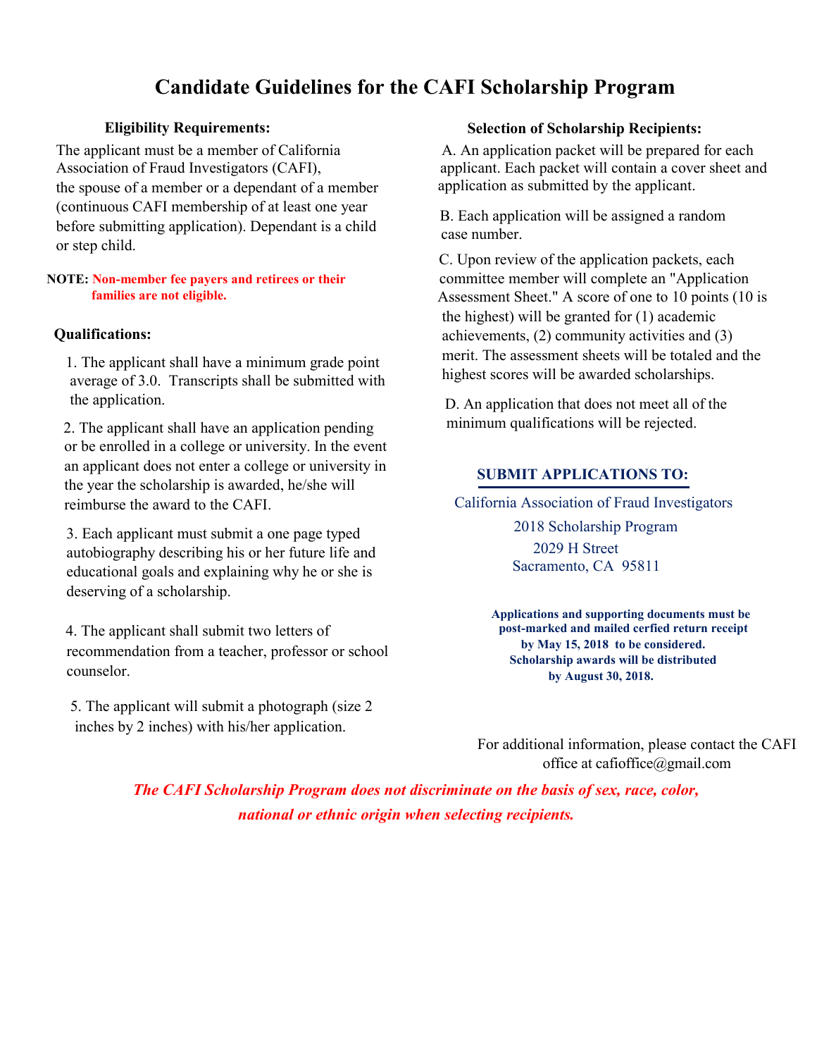# Candidate Guidelines for the CAFI Scholarship Program

### Eligibility Requirements:

The applicant must be a member of California Association of Fraud Investigators (CAFI), the spouse of a member or a dependant of a member (continuous CAFI membership of at least one year before submitting application). Dependant is a child or step child.

**NOTE: Non-member fee payers and retirees or their families are not eligible.**

### Qualifications:

1. The applicant shall have a minimum grade point average of 3.0. Transcripts shall be submitted with the application.

2. The applicant shall have an application pending or be enrolled in a college or university. In the event an applicant does not enter a college or university in the year the scholarship is awarded, he/she will reimburse the award to the CAFI.

3. Each applicant must submit a one page typed autobiography describing his or her future life and educational goals and explaining why he or she is deserving of a scholarship.

4. The applicant shall submit two letters of recommendation from a teacher, professor or school counselor.

5. The applicant will submit a photograph (size 2 inches by 2 inches) with his/her application.

### Selection of Scholarship Recipients:

A. An application packet will be prepared for each applicant. Each packet will contain a cover sheet and application as submitted by the applicant.

B. Each application will be assigned a random case number.

C. Upon review of the application packets, each committee member will complete an "Application Assessment Sheet." A score of one to 10 points (10 is the highest) will be granted for (1) academic achievements, (2) community activities and (3) merit. The assessment sheets will be totaled and the highest scores will be awarded scholarships.

D. An application that does not meet all of the minimum qualifications will be rejected.

### SUBMIT APPLICATIONS TO:

California Association of Fraud Investigators
2018 Scholarship Program
2029 H Street
Sacramento, CA 95811

**Applications and supporting documents must be post-marked and mailed cerfied return receipt by May 15, 2018 to be considered. Scholarship awards will be distributed by August 30, 2018.**

For additional information, please contact the CAFI office at cafioffice@gmail.com

***The CAFI Scholarship Program does not discriminate on the basis of sex, race, color, national or ethnic origin when selecting recipients.***